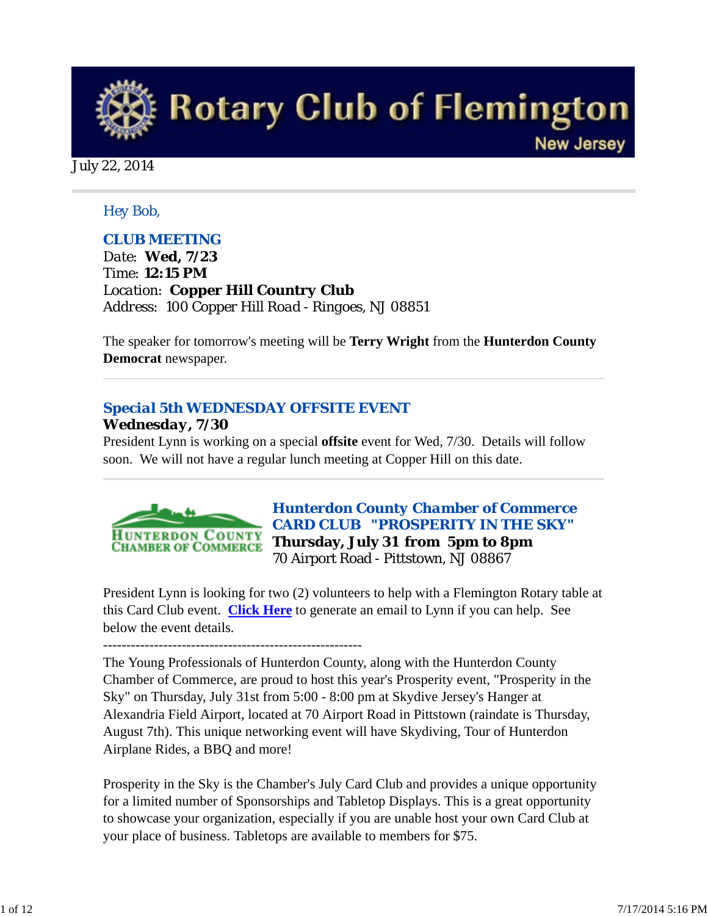# Rotary Club of Flemington

New Jersey

July 22, 2014

Hey Bob,

## CLUB MEETING

Date: **Wed, 7/23**
Time: **12:15 PM**
Location: **Copper Hill Country Club**
Address: 100 Copper Hill Road - Ringoes, NJ 08851

The speaker for tomorrow's meeting will be **Terry Wright** from the **Hunterdon County Democrat** newspaper.

---

## Special 5th WEDNESDAY OFFSITE EVENT

**Wednesday, 7/30**

President Lynn is working on a special **offsite** event for Wed, 7/30. Details will follow soon. We will not have a regular lunch meeting at Copper Hill on this date.

---

HUNTERDON COUNTY CHAMBER OF COMMERCE

## Hunterdon County Chamber of Commerce CARD CLUB "PROSPERITY IN THE SKY"

**Thursday, July 31 from 5pm to 8pm**
70 Airport Road - Pittstown, NJ 08867

President Lynn is looking for two (2) volunteers to help with a Flemington Rotary table at this Card Club event. **Click Here** to generate an email to Lynn if you can help. See below the event details.

--------------------------------------------------------

The Young Professionals of Hunterdon County, along with the Hunterdon County Chamber of Commerce, are proud to host this year's Prosperity event, "Prosperity in the Sky" on Thursday, July 31st from 5:00 - 8:00 pm at Skydive Jersey's Hanger at Alexandria Field Airport, located at 70 Airport Road in Pittstown (raindate is Thursday, August 7th). This unique networking event will have Skydiving, Tour of Hunterdon Airplane Rides, a BBQ and more!

Prosperity in the Sky is the Chamber's July Card Club and provides a unique opportunity for a limited number of Sponsorships and Tabletop Displays. This is a great opportunity to showcase your organization, especially if you are unable host your own Card Club at your place of business. Tabletops are available to members for $75.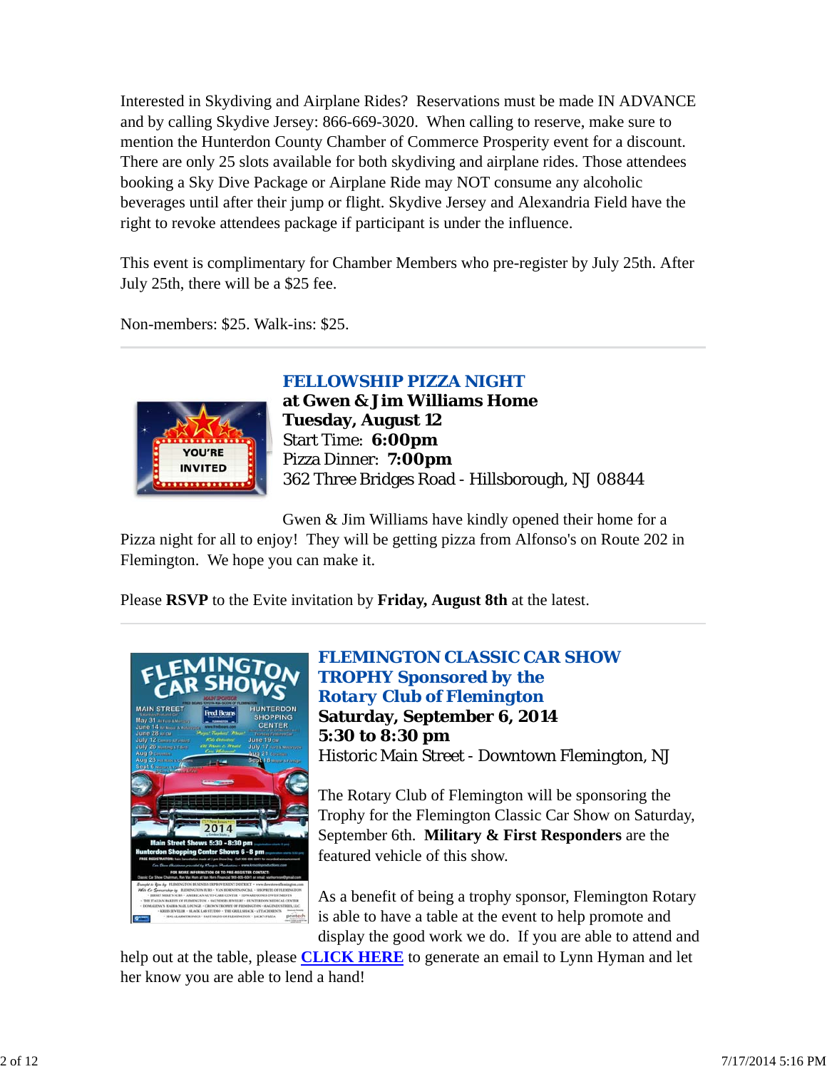Interested in Skydiving and Airplane Rides? Reservations must be made IN ADVANCE and by calling Skydive Jersey: 866-669-3020. When calling to reserve, make sure to mention the Hunterdon County Chamber of Commerce Prosperity event for a discount. There are only 25 slots available for both skydiving and airplane rides. Those attendees booking a Sky Dive Package or Airplane Ride may NOT consume any alcoholic beverages until after their jump or flight. Skydive Jersey and Alexandria Field have the right to revoke attendees package if participant is under the influence.

This event is complimentary for Chamber Members who pre-register by July 25th. After July 25th, there will be a $25 fee.

Non-members: $25. Walk-ins: $25.

---

## FELLOWSHIP PIZZA NIGHT

**at Gwen & Jim Williams Home**
**Tuesday, August 12**
Start Time: **6:00pm**
Pizza Dinner: **7:00pm**
362 Three Bridges Road - Hillsborough, NJ 08844

Gwen & Jim Williams have kindly opened their home for a Pizza night for all to enjoy! They will be getting pizza from Alfonso's on Route 202 in Flemington. We hope you can make it.

Please **RSVP** to the Evite invitation by **Friday, August 8th** at the latest.

---

## FLEMINGTON CLASSIC CAR SHOW TROPHY Sponsored by the Rotary Club of Flemington

**Saturday, September 6, 2014**
**5:30 to 8:30 pm**
Historic Main Street - Downtown Flemington, NJ

The Rotary Club of Flemington will be sponsoring the Trophy for the Flemington Classic Car Show on Saturday, September 6th. **Military & First Responders** are the featured vehicle of this show.

As a benefit of being a trophy sponsor, Flemington Rotary is able to have a table at the event to help promote and display the good work we do. If you are able to attend and help out at the table, please **CLICK HERE** to generate an email to Lynn Hyman and let her know you are able to lend a hand!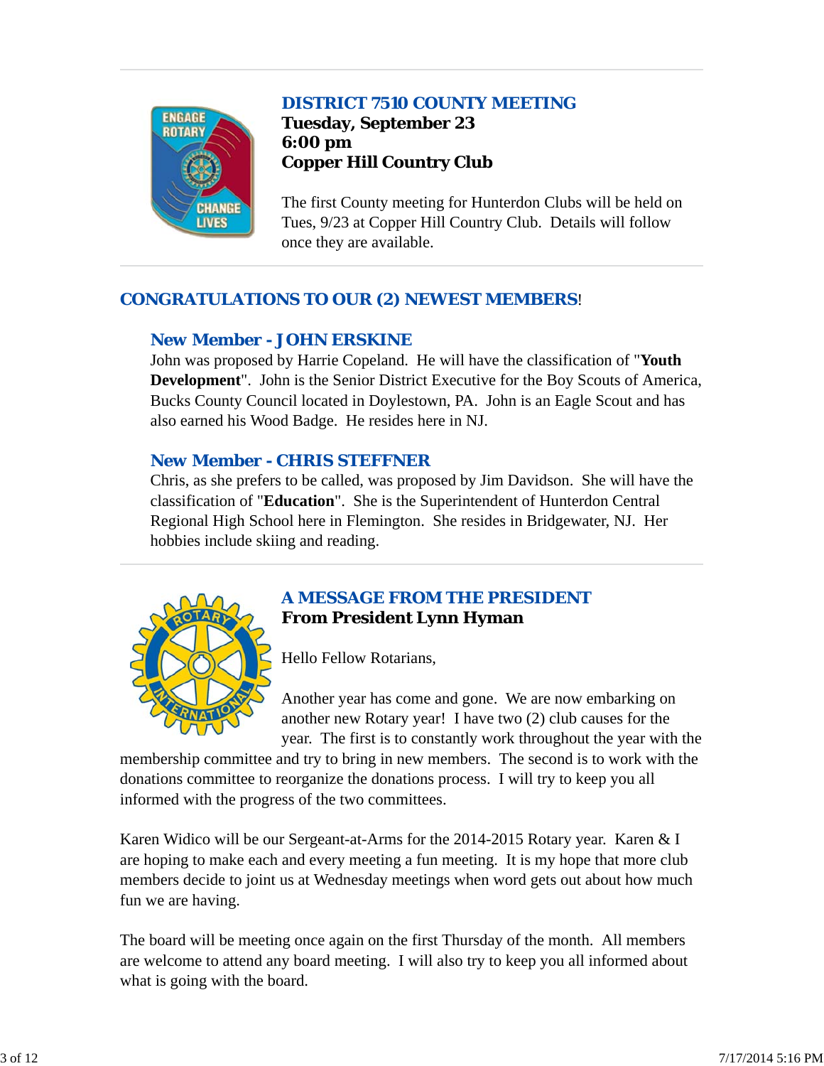## DISTRICT 7510 COUNTY MEETING

**Tuesday, September 23**
**6:00 pm**
**Copper Hill Country Club**

The first County meeting for Hunterdon Clubs will be held on Tues, 9/23 at Copper Hill Country Club. Details will follow once they are available.

## CONGRATULATIONS TO OUR (2) NEWEST MEMBERS!

### New Member - JOHN ERSKINE

John was proposed by Harrie Copeland. He will have the classification of "**Youth Development**". John is the Senior District Executive for the Boy Scouts of America, Bucks County Council located in Doylestown, PA. John is an Eagle Scout and has also earned his Wood Badge. He resides here in NJ.

### New Member - CHRIS STEFFNER

Chris, as she prefers to be called, was proposed by Jim Davidson. She will have the classification of "**Education**". She is the Superintendent of Hunterdon Central Regional High School here in Flemington. She resides in Bridgewater, NJ. Her hobbies include skiing and reading.

## A MESSAGE FROM THE PRESIDENT

**From President Lynn Hyman**

Hello Fellow Rotarians,

Another year has come and gone. We are now embarking on another new Rotary year! I have two (2) club causes for the year. The first is to constantly work throughout the year with the membership committee and try to bring in new members. The second is to work with the donations committee to reorganize the donations process. I will try to keep you all informed with the progress of the two committees.

Karen Widico will be our Sergeant-at-Arms for the 2014-2015 Rotary year. Karen & I are hoping to make each and every meeting a fun meeting. It is my hope that more club members decide to joint us at Wednesday meetings when word gets out about how much fun we are having.

The board will be meeting once again on the first Thursday of the month. All members are welcome to attend any board meeting. I will also try to keep you all informed about what is going with the board.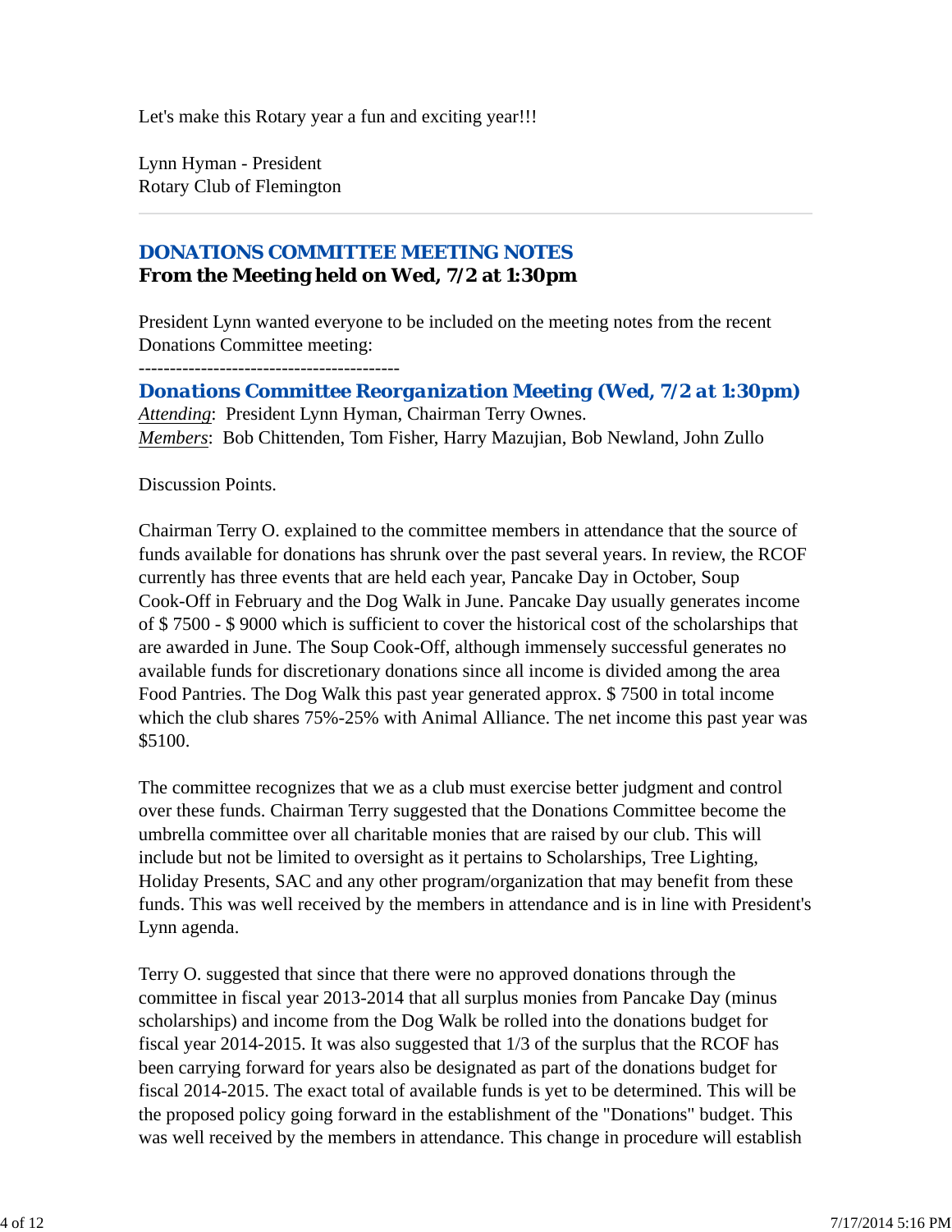Let's make this Rotary year a fun and exciting year!!!

Lynn Hyman - President
Rotary Club of Flemington

---

## DONATIONS COMMITTEE MEETING NOTES

**From the Meeting held on Wed, 7/2 at 1:30pm**

President Lynn wanted everyone to be included on the meeting notes from the recent Donations Committee meeting:

------------------------------------------

### Donations Committee Reorganization Meeting (Wed, 7/2 at 1:30pm)

*Attending*: President Lynn Hyman, Chairman Terry Ownes.
*Members*: Bob Chittenden, Tom Fisher, Harry Mazujian, Bob Newland, John Zullo

Discussion Points.

Chairman Terry O. explained to the committee members in attendance that the source of funds available for donations has shrunk over the past several years. In review, the RCOF currently has three events that are held each year, Pancake Day in October, Soup Cook-Off in February and the Dog Walk in June. Pancake Day usually generates income of $ 7500 - $ 9000 which is sufficient to cover the historical cost of the scholarships that are awarded in June. The Soup Cook-Off, although immensely successful generates no available funds for discretionary donations since all income is divided among the area Food Pantries. The Dog Walk this past year generated approx. $ 7500 in total income which the club shares 75%-25% with Animal Alliance. The net income this past year was $5100.

The committee recognizes that we as a club must exercise better judgment and control over these funds. Chairman Terry suggested that the Donations Committee become the umbrella committee over all charitable monies that are raised by our club. This will include but not be limited to oversight as it pertains to Scholarships, Tree Lighting, Holiday Presents, SAC and any other program/organization that may benefit from these funds. This was well received by the members in attendance and is in line with President's Lynn agenda.

Terry O. suggested that since that there were no approved donations through the committee in fiscal year 2013-2014 that all surplus monies from Pancake Day (minus scholarships) and income from the Dog Walk be rolled into the donations budget for fiscal year 2014-2015. It was also suggested that 1/3 of the surplus that the RCOF has been carrying forward for years also be designated as part of the donations budget for fiscal 2014-2015. The exact total of available funds is yet to be determined. This will be the proposed policy going forward in the establishment of the "Donations" budget. This was well received by the members in attendance. This change in procedure will establish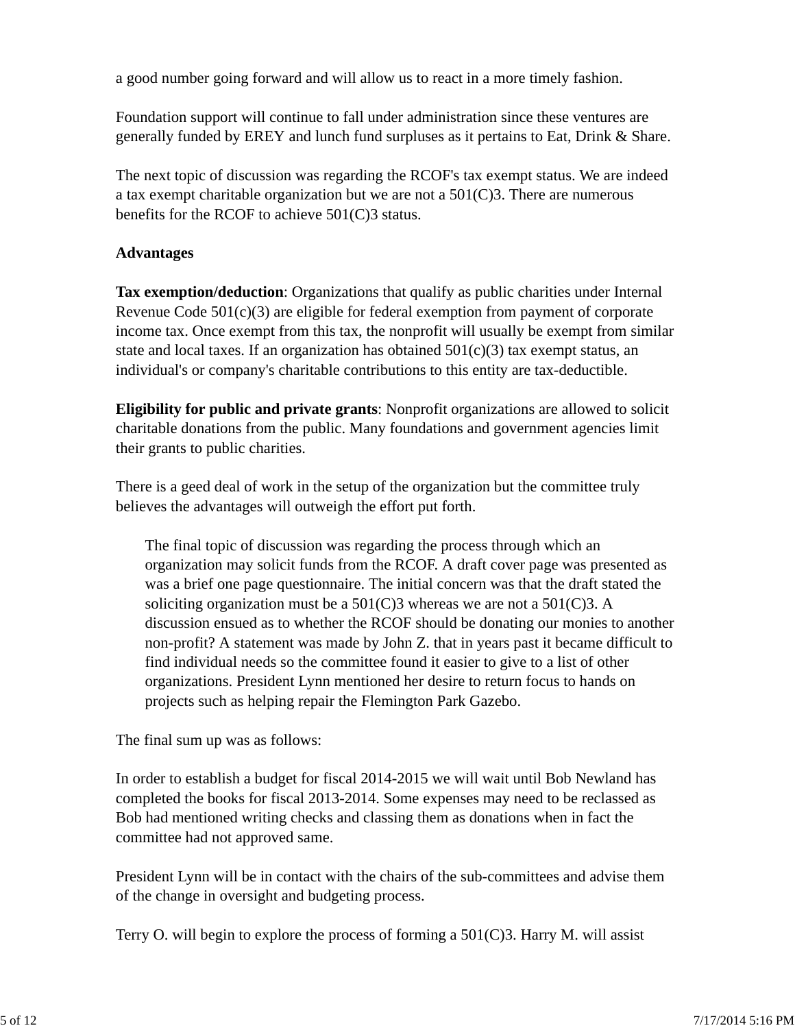a good number going forward and will allow us to react in a more timely fashion.

Foundation support will continue to fall under administration since these ventures are generally funded by EREY and lunch fund surpluses as it pertains to Eat, Drink & Share.

The next topic of discussion was regarding the RCOF's tax exempt status. We are indeed a tax exempt charitable organization but we are not a 501(C)3. There are numerous benefits for the RCOF to achieve 501(C)3 status.

**Advantages**

**Tax exemption/deduction**: Organizations that qualify as public charities under Internal Revenue Code 501(c)(3) are eligible for federal exemption from payment of corporate income tax. Once exempt from this tax, the nonprofit will usually be exempt from similar state and local taxes. If an organization has obtained 501(c)(3) tax exempt status, an individual's or company's charitable contributions to this entity are tax-deductible.

**Eligibility for public and private grants**: Nonprofit organizations are allowed to solicit charitable donations from the public. Many foundations and government agencies limit their grants to public charities.

There is a geed deal of work in the setup of the organization but the committee truly believes the advantages will outweigh the effort put forth.

> The final topic of discussion was regarding the process through which an organization may solicit funds from the RCOF. A draft cover page was presented as was a brief one page questionnaire. The initial concern was that the draft stated the soliciting organization must be a 501(C)3 whereas we are not a 501(C)3. A discussion ensued as to whether the RCOF should be donating our monies to another non-profit? A statement was made by John Z. that in years past it became difficult to find individual needs so the committee found it easier to give to a list of other organizations. President Lynn mentioned her desire to return focus to hands on projects such as helping repair the Flemington Park Gazebo.

The final sum up was as follows:

In order to establish a budget for fiscal 2014-2015 we will wait until Bob Newland has completed the books for fiscal 2013-2014. Some expenses may need to be reclassed as Bob had mentioned writing checks and classing them as donations when in fact the committee had not approved same.

President Lynn will be in contact with the chairs of the sub-committees and advise them of the change in oversight and budgeting process.

Terry O. will begin to explore the process of forming a 501(C)3. Harry M. will assist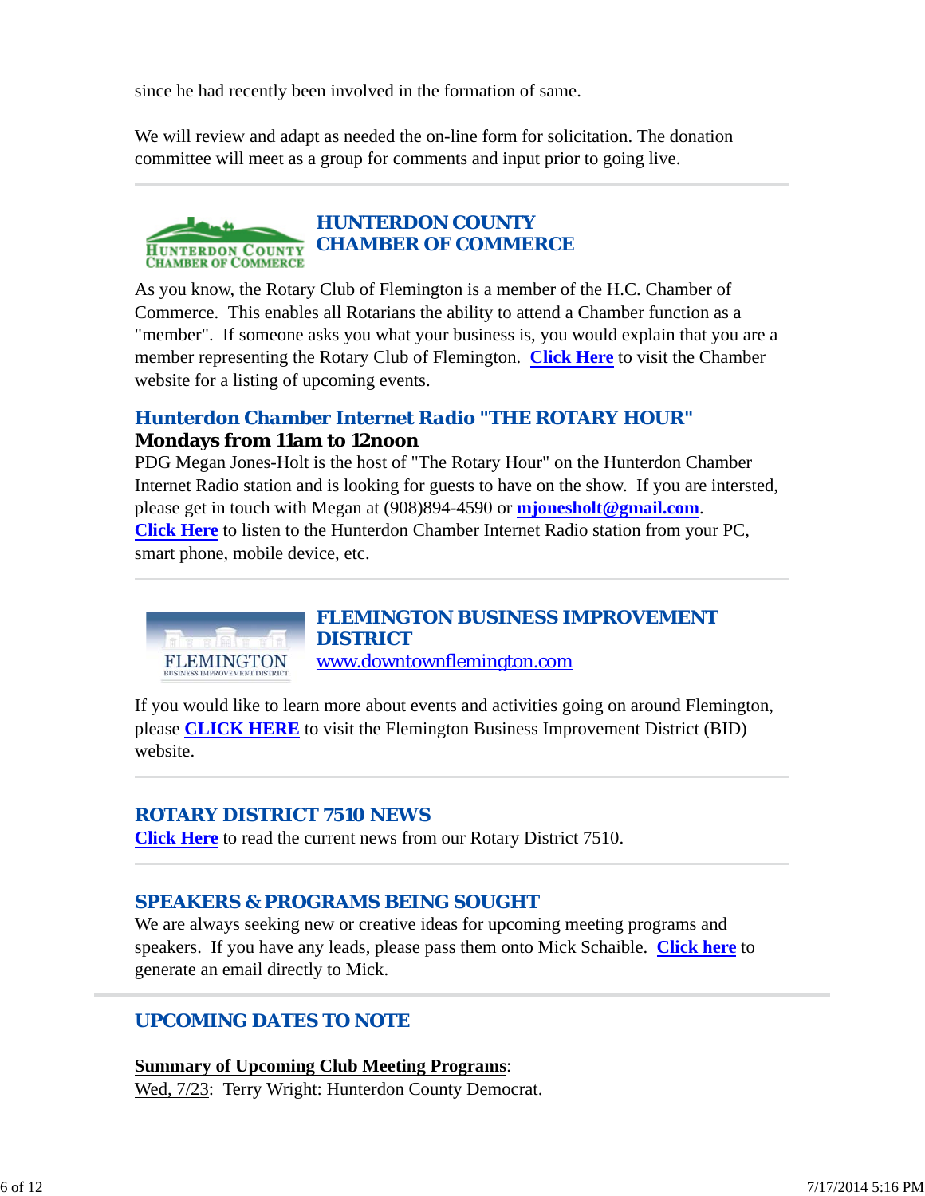since he had recently been involved in the formation of same.

We will review and adapt as needed the on-line form for solicitation. The donation committee will meet as a group for comments and input prior to going live.

---

## HUNTERDON COUNTY CHAMBER OF COMMERCE

As you know, the Rotary Club of Flemington is a member of the H.C. Chamber of Commerce. This enables all Rotarians the ability to attend a Chamber function as a "member". If someone asks you what your business is, you would explain that you are a member representing the Rotary Club of Flemington. **Click Here** to visit the Chamber website for a listing of upcoming events.

### Hunterdon Chamber Internet Radio "THE ROTARY HOUR"

**Mondays from 11am to 12noon**

PDG Megan Jones-Holt is the host of "The Rotary Hour" on the Hunterdon Chamber Internet Radio station and is looking for guests to have on the show. If you are intersted, please get in touch with Megan at (908)894-4590 or **mjonesholt@gmail.com**. **Click Here** to listen to the Hunterdon Chamber Internet Radio station from your PC, smart phone, mobile device, etc.

---

## FLEMINGTON BUSINESS IMPROVEMENT DISTRICT

www.downtownflemington.com

If you would like to learn more about events and activities going on around Flemington, please **CLICK HERE** to visit the Flemington Business Improvement District (BID) website.

---

## ROTARY DISTRICT 7510 NEWS

**Click Here** to read the current news from our Rotary District 7510.

---

## SPEAKERS & PROGRAMS BEING SOUGHT

We are always seeking new or creative ideas for upcoming meeting programs and speakers. If you have any leads, please pass them onto Mick Schaible. **Click here** to generate an email directly to Mick.

---

## UPCOMING DATES TO NOTE

**Summary of Upcoming Club Meeting Programs**:

Wed, 7/23: Terry Wright: Hunterdon County Democrat.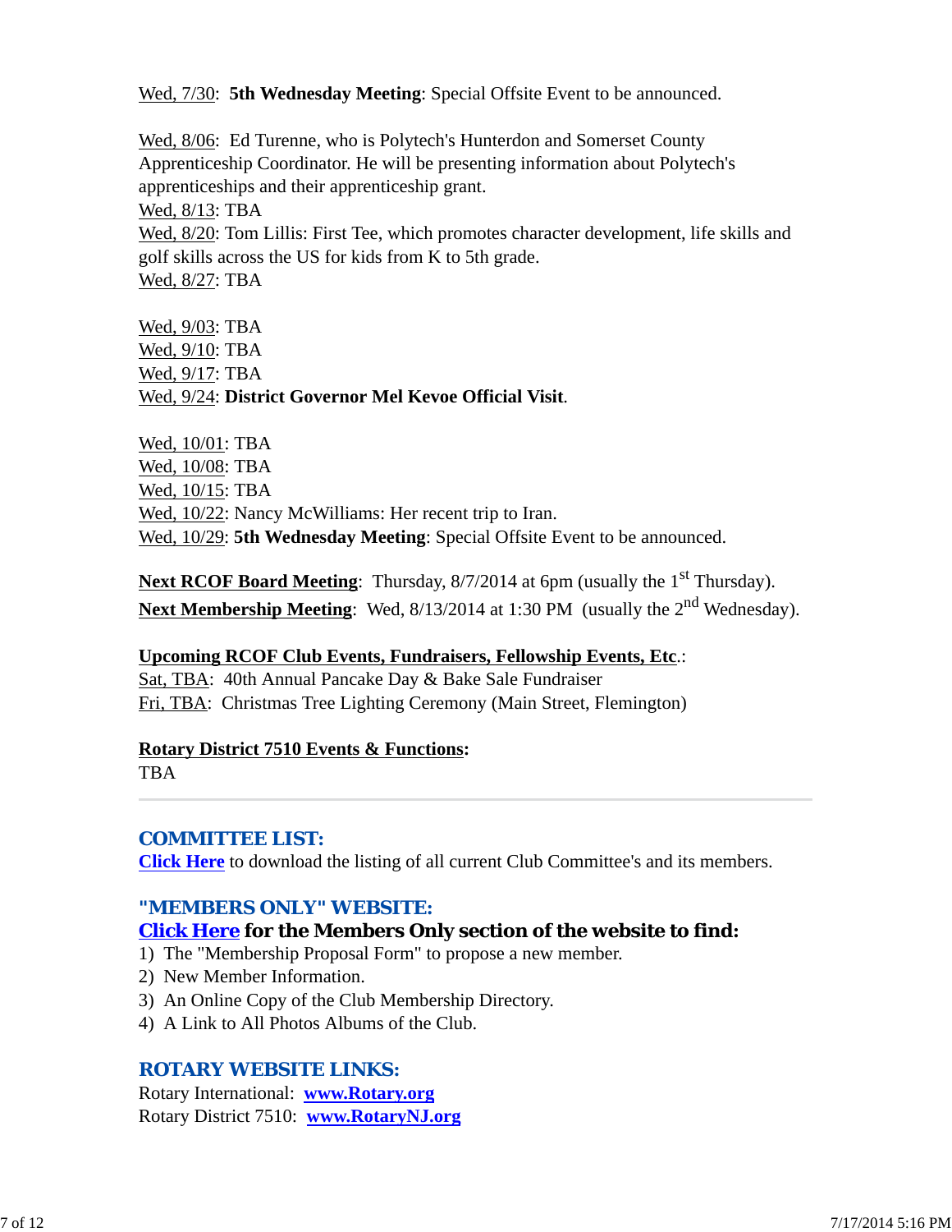Wed, 7/30: **5th Wednesday Meeting**: Special Offsite Event to be announced.

Wed, 8/06: Ed Turenne, who is Polytech's Hunterdon and Somerset County Apprenticeship Coordinator. He will be presenting information about Polytech's apprenticeships and their apprenticeship grant.
Wed, 8/13: TBA
Wed, 8/20: Tom Lillis: First Tee, which promotes character development, life skills and golf skills across the US for kids from K to 5th grade.
Wed, 8/27: TBA

Wed, 9/03: TBA
Wed, 9/10: TBA
Wed, 9/17: TBA
Wed, 9/24: **District Governor Mel Kevoe Official Visit**.

Wed, 10/01: TBA
Wed, 10/08: TBA
Wed, 10/15: TBA
Wed, 10/22: Nancy McWilliams: Her recent trip to Iran.
Wed, 10/29: **5th Wednesday Meeting**: Special Offsite Event to be announced.

**Next RCOF Board Meeting**: Thursday, 8/7/2014 at 6pm (usually the 1st Thursday).
**Next Membership Meeting**: Wed, 8/13/2014 at 1:30 PM (usually the 2nd Wednesday).

**Upcoming RCOF Club Events, Fundraisers, Fellowship Events, Etc.**:
Sat, TBA: 40th Annual Pancake Day & Bake Sale Fundraiser
Fri, TBA: Christmas Tree Lighting Ceremony (Main Street, Flemington)

**Rotary District 7510 Events & Functions:**
TBA

---

## COMMITTEE LIST:

**Click Here** to download the listing of all current Club Committee's and its members.

## "MEMBERS ONLY" WEBSITE:

**Click Here for the Members Only section of the website to find:**

1) The "Membership Proposal Form" to propose a new member.
2) New Member Information.
3) An Online Copy of the Club Membership Directory.
4) A Link to All Photos Albums of the Club.

## ROTARY WEBSITE LINKS:

Rotary International: **www.Rotary.org**
Rotary District 7510: **www.RotaryNJ.org**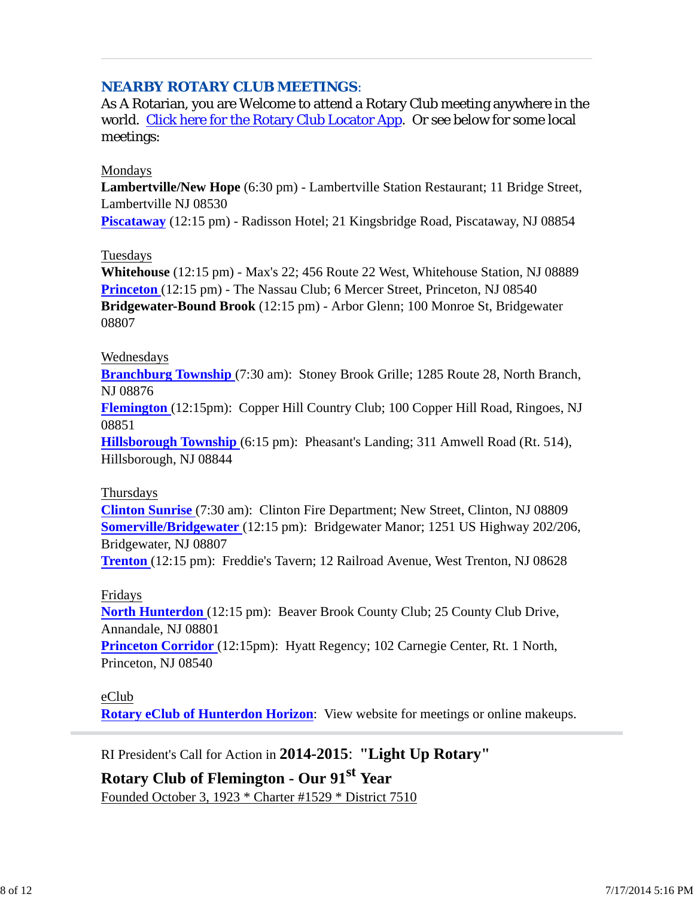---

## NEARBY ROTARY CLUB MEETINGS:

As A Rotarian, you are Welcome to attend a Rotary Club meeting anywhere in the world. Click here for the Rotary Club Locator App. Or see below for some local meetings:

Mondays

**Lambertville/New Hope** (6:30 pm) - Lambertville Station Restaurant; 11 Bridge Street, Lambertville NJ 08530

**Piscataway** (12:15 pm) - Radisson Hotel; 21 Kingsbridge Road, Piscataway, NJ 08854

Tuesdays

**Whitehouse** (12:15 pm) - Max's 22; 456 Route 22 West, Whitehouse Station, NJ 08889

**Princeton** (12:15 pm) - The Nassau Club; 6 Mercer Street, Princeton, NJ 08540

**Bridgewater-Bound Brook** (12:15 pm) - Arbor Glenn; 100 Monroe St, Bridgewater 08807

Wednesdays

**Branchburg Township** (7:30 am): Stoney Brook Grille; 1285 Route 28, North Branch, NJ 08876

**Flemington** (12:15pm): Copper Hill Country Club; 100 Copper Hill Road, Ringoes, NJ 08851

**Hillsborough Township** (6:15 pm): Pheasant's Landing; 311 Amwell Road (Rt. 514), Hillsborough, NJ 08844

Thursdays

**Clinton Sunrise** (7:30 am): Clinton Fire Department; New Street, Clinton, NJ 08809

**Somerville/Bridgewater** (12:15 pm): Bridgewater Manor; 1251 US Highway 202/206, Bridgewater, NJ 08807

**Trenton** (12:15 pm): Freddie's Tavern; 12 Railroad Avenue, West Trenton, NJ 08628

Fridays

**North Hunterdon** (12:15 pm): Beaver Brook County Club; 25 County Club Drive, Annandale, NJ 08801

**Princeton Corridor** (12:15pm): Hyatt Regency; 102 Carnegie Center, Rt. 1 North, Princeton, NJ 08540

eClub

**Rotary eClub of Hunterdon Horizon**: View website for meetings or online makeups.

---

RI President's Call for Action in **2014-2015**: **"Light Up Rotary"**

**Rotary Club of Flemington - Our 91st Year**

Founded October 3, 1923 * Charter #1529 * District 7510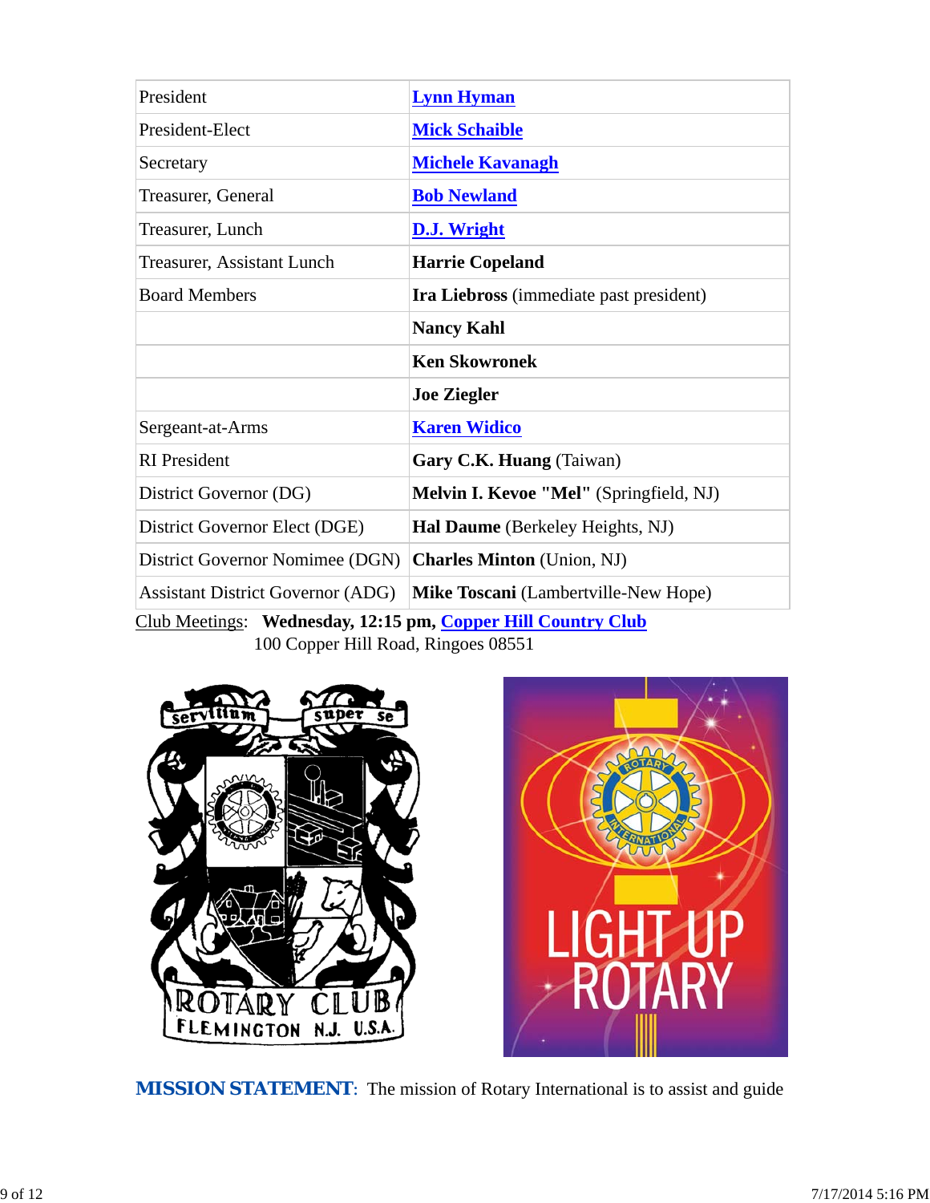| | |
|---|---|
| President | **Lynn Hyman** |
| President-Elect | **Mick Schaible** |
| Secretary | **Michele Kavanagh** |
| Treasurer, General | **Bob Newland** |
| Treasurer, Lunch | **D.J. Wright** |
| Treasurer, Assistant Lunch | **Harrie Copeland** |
| Board Members | **Ira Liebross** (immediate past president) |
| | **Nancy Kahl** |
| | **Ken Skowronek** |
| | **Joe Ziegler** |
| Sergeant-at-Arms | **Karen Widico** |
| RI President | **Gary C.K. Huang** (Taiwan) |
| District Governor (DG) | **Melvin I. Kevoe "Mel"** (Springfield, NJ) |
| District Governor Elect (DGE) | **Hal Daume** (Berkeley Heights, NJ) |
| District Governor Nomimee (DGN) | **Charles Minton** (Union, NJ) |
| Assistant District Governor (ADG) | **Mike Toscani** (Lambertville-New Hope) |

Club Meetings: **Wednesday, 12:15 pm, Copper Hill Country Club**
100 Copper Hill Road, Ringoes 08551

**MISSION STATEMENT**: The mission of Rotary International is to assist and guide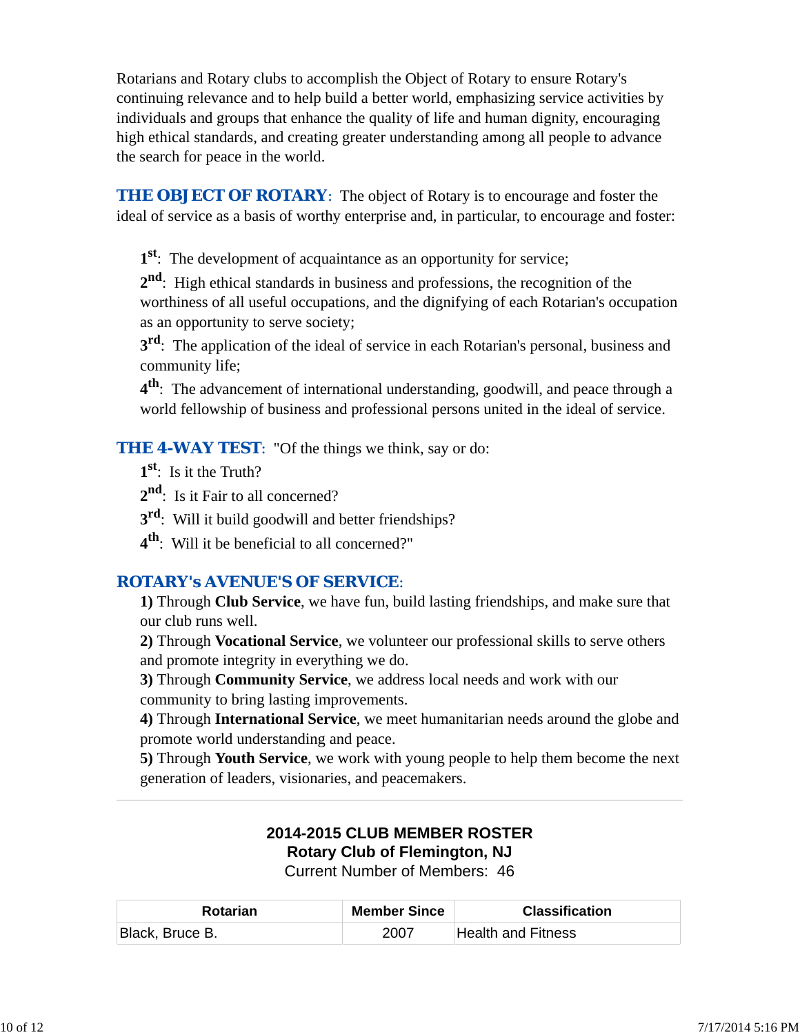Rotarians and Rotary clubs to accomplish the Object of Rotary to ensure Rotary's continuing relevance and to help build a better world, emphasizing service activities by individuals and groups that enhance the quality of life and human dignity, encouraging high ethical standards, and creating greater understanding among all people to advance the search for peace in the world.

**THE OBJECT OF ROTARY**: The object of Rotary is to encourage and foster the ideal of service as a basis of worthy enterprise and, in particular, to encourage and foster:

1st: The development of acquaintance as an opportunity for service;

2nd: High ethical standards in business and professions, the recognition of the worthiness of all useful occupations, and the dignifying of each Rotarian's occupation as an opportunity to serve society;

3rd: The application of the ideal of service in each Rotarian's personal, business and community life;

4th: The advancement of international understanding, goodwill, and peace through a world fellowship of business and professional persons united in the ideal of service.

**THE 4-WAY TEST**: "Of the things we think, say or do:

1st: Is it the Truth?

2nd: Is it Fair to all concerned?

3rd: Will it build goodwill and better friendships?

4th: Will it be beneficial to all concerned?"

**ROTARY's AVENUE'S OF SERVICE**:

**1)** Through **Club Service**, we have fun, build lasting friendships, and make sure that our club runs well.

**2)** Through **Vocational Service**, we volunteer our professional skills to serve others and promote integrity in everything we do.

**3)** Through **Community Service**, we address local needs and work with our community to bring lasting improvements.

**4)** Through **International Service**, we meet humanitarian needs around the globe and promote world understanding and peace.

**5)** Through **Youth Service**, we work with young people to help them become the next generation of leaders, visionaries, and peacemakers.

---

## 2014-2015 CLUB MEMBER ROSTER
## Rotary Club of Flemington, NJ

Current Number of Members: 46

| Rotarian | Member Since | Classification |
| --- | --- | --- |
| Black, Bruce B. | 2007 | Health and Fitness |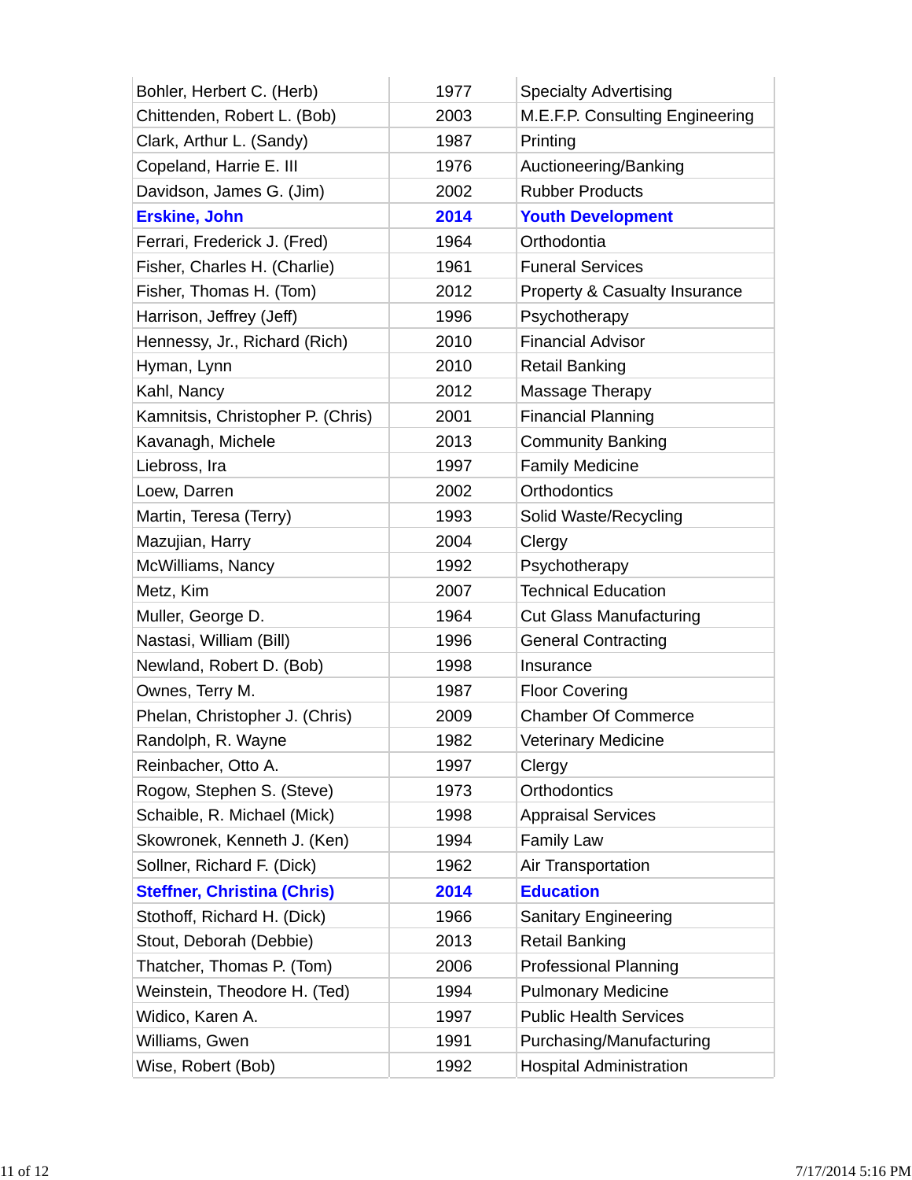| Bohler, Herbert C. (Herb) | 1977 | Specialty Advertising |
|---|---|---|
| Chittenden, Robert L. (Bob) | 2003 | M.E.F.P. Consulting Engineering |
| Clark, Arthur L. (Sandy) | 1987 | Printing |
| Copeland, Harrie E. III | 1976 | Auctioneering/Banking |
| Davidson, James G. (Jim) | 2002 | Rubber Products |
| **Erskine, John** | **2014** | **Youth Development** |
| Ferrari, Frederick J. (Fred) | 1964 | Orthodontia |
| Fisher, Charles H. (Charlie) | 1961 | Funeral Services |
| Fisher, Thomas H. (Tom) | 2012 | Property & Casualty Insurance |
| Harrison, Jeffrey (Jeff) | 1996 | Psychotherapy |
| Hennessy, Jr., Richard (Rich) | 2010 | Financial Advisor |
| Hyman, Lynn | 2010 | Retail Banking |
| Kahl, Nancy | 2012 | Massage Therapy |
| Kamnitsis, Christopher P. (Chris) | 2001 | Financial Planning |
| Kavanagh, Michele | 2013 | Community Banking |
| Liebross, Ira | 1997 | Family Medicine |
| Loew, Darren | 2002 | Orthodontics |
| Martin, Teresa (Terry) | 1993 | Solid Waste/Recycling |
| Mazujian, Harry | 2004 | Clergy |
| McWilliams, Nancy | 1992 | Psychotherapy |
| Metz, Kim | 2007 | Technical Education |
| Muller, George D. | 1964 | Cut Glass Manufacturing |
| Nastasi, William (Bill) | 1996 | General Contracting |
| Newland, Robert D. (Bob) | 1998 | Insurance |
| Ownes, Terry M. | 1987 | Floor Covering |
| Phelan, Christopher J. (Chris) | 2009 | Chamber Of Commerce |
| Randolph, R. Wayne | 1982 | Veterinary Medicine |
| Reinbacher, Otto A. | 1997 | Clergy |
| Rogow, Stephen S. (Steve) | 1973 | Orthodontics |
| Schaible, R. Michael (Mick) | 1998 | Appraisal Services |
| Skowronek, Kenneth J. (Ken) | 1994 | Family Law |
| Sollner, Richard F. (Dick) | 1962 | Air Transportation |
| **Steffner, Christina (Chris)** | **2014** | **Education** |
| Stothoff, Richard H. (Dick) | 1966 | Sanitary Engineering |
| Stout, Deborah (Debbie) | 2013 | Retail Banking |
| Thatcher, Thomas P. (Tom) | 2006 | Professional Planning |
| Weinstein, Theodore H. (Ted) | 1994 | Pulmonary Medicine |
| Widico, Karen A. | 1997 | Public Health Services |
| Williams, Gwen | 1991 | Purchasing/Manufacturing |
| Wise, Robert (Bob) | 1992 | Hospital Administration |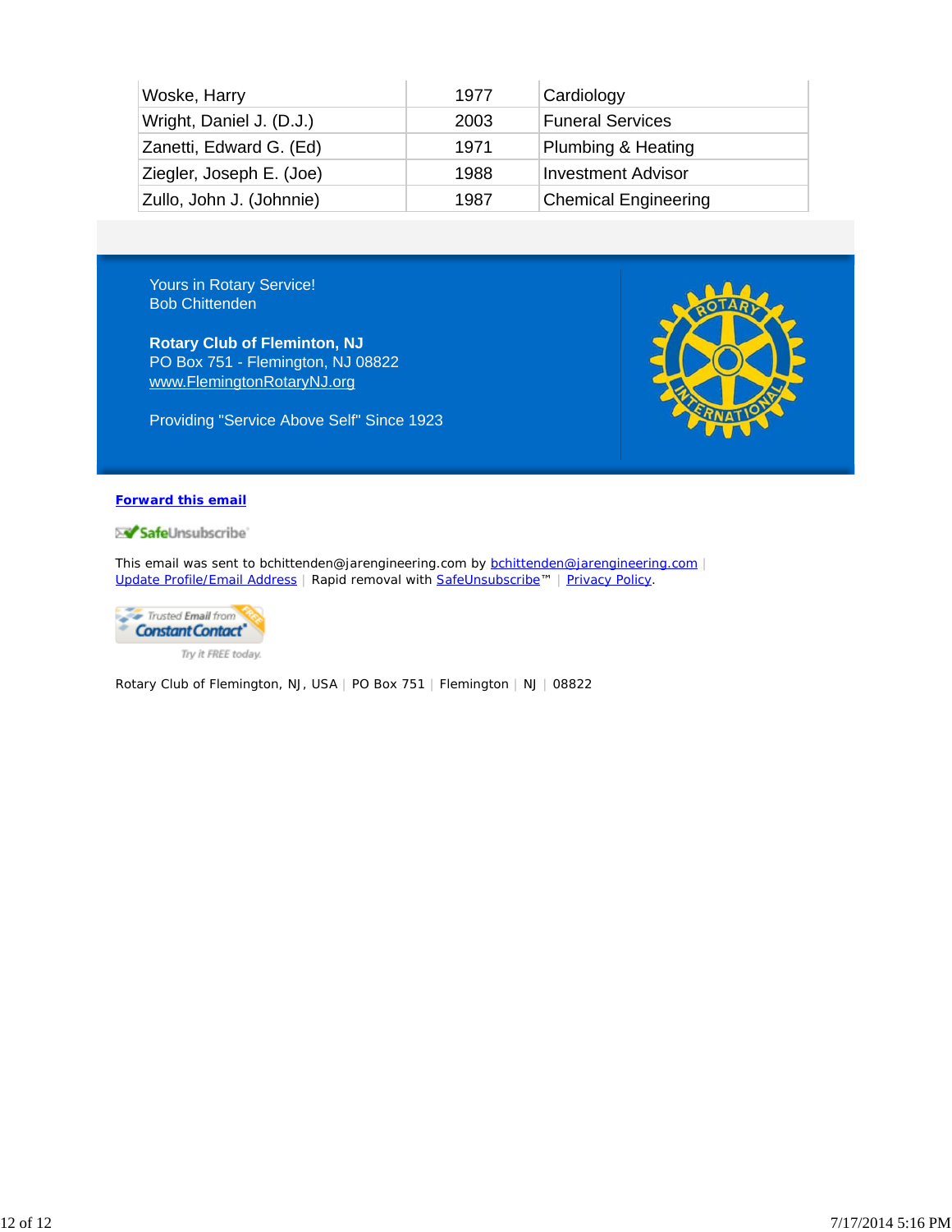| | | |
|---|---|---|
| Woske, Harry | 1977 | Cardiology |
| Wright, Daniel J. (D.J.) | 2003 | Funeral Services |
| Zanetti, Edward G. (Ed) | 1971 | Plumbing & Heating |
| Ziegler, Joseph E. (Joe) | 1988 | Investment Advisor |
| Zullo, John J. (Johnnie) | 1987 | Chemical Engineering |

Yours in Rotary Service!
Bob Chittenden

**Rotary Club of Fleminton, NJ**
PO Box 751 - Flemington, NJ 08822
www.FlemingtonRotaryNJ.org

Providing "Service Above Self" Since 1923

**Forward this email**

SafeUnsubscribe

This email was sent to bchittenden@jarengineering.com by bchittenden@jarengineering.com | Update Profile/Email Address | Rapid removal with SafeUnsubscribe™ | Privacy Policy.

Trusted Email from Constant Contact
Try it FREE today.

Rotary Club of Flemington, NJ, USA | PO Box 751 | Flemington | NJ | 08822